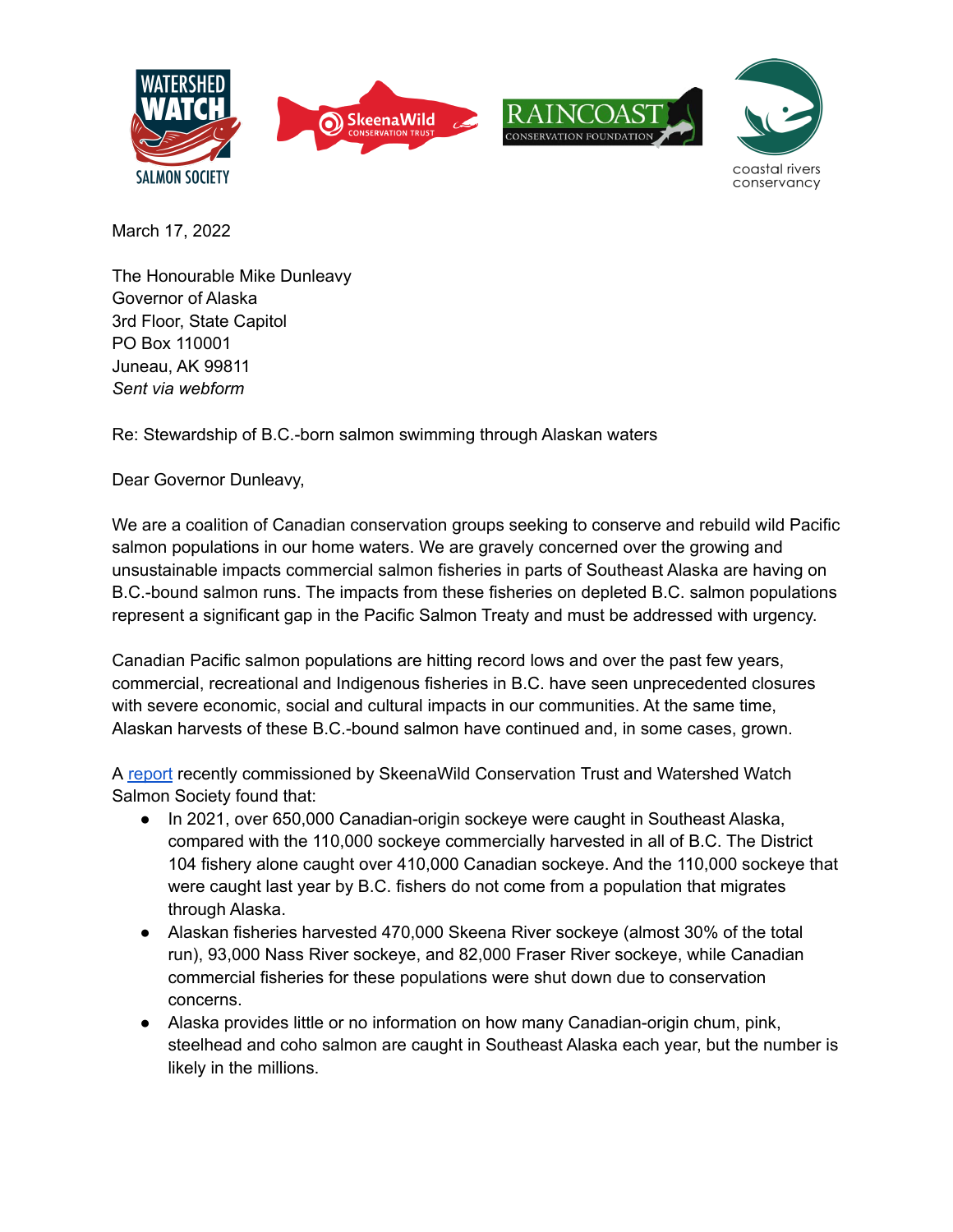March 17, 2022

The Honourable Mike Dunleavy
Governor of Alaska
3rd Floor, State Capitol
PO Box 110001
Juneau, AK 99811
*Sent via webform*

Re: Stewardship of B.C.-born salmon swimming through Alaskan waters

Dear Governor Dunleavy,

We are a coalition of Canadian conservation groups seeking to conserve and rebuild wild Pacific salmon populations in our home waters. We are gravely concerned over the growing and unsustainable impacts commercial salmon fisheries in parts of Southeast Alaska are having on B.C.-bound salmon runs. The impacts from these fisheries on depleted B.C. salmon populations represent a significant gap in the Pacific Salmon Treaty and must be addressed with urgency.

Canadian Pacific salmon populations are hitting record lows and over the past few years, commercial, recreational and Indigenous fisheries in B.C. have seen unprecedented closures with severe economic, social and cultural impacts in our communities. At the same time, Alaskan harvests of these B.C.-bound salmon have continued and, in some cases, grown.

A report recently commissioned by SkeenaWild Conservation Trust and Watershed Watch Salmon Society found that:

- In 2021, over 650,000 Canadian-origin sockeye were caught in Southeast Alaska, compared with the 110,000 sockeye commercially harvested in all of B.C. The District 104 fishery alone caught over 410,000 Canadian sockeye. And the 110,000 sockeye that were caught last year by B.C. fishers do not come from a population that migrates through Alaska.
- Alaskan fisheries harvested 470,000 Skeena River sockeye (almost 30% of the total run), 93,000 Nass River sockeye, and 82,000 Fraser River sockeye, while Canadian commercial fisheries for these populations were shut down due to conservation concerns.
- Alaska provides little or no information on how many Canadian-origin chum, pink, steelhead and coho salmon are caught in Southeast Alaska each year, but the number is likely in the millions.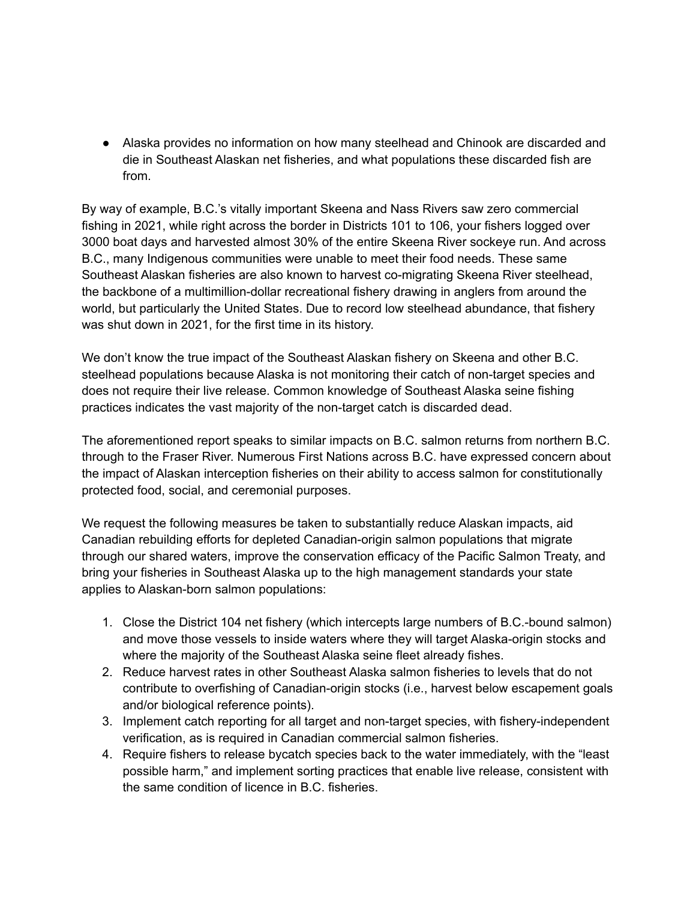- Alaska provides no information on how many steelhead and Chinook are discarded and die in Southeast Alaskan net fisheries, and what populations these discarded fish are from.

By way of example, B.C.'s vitally important Skeena and Nass Rivers saw zero commercial fishing in 2021, while right across the border in Districts 101 to 106, your fishers logged over 3000 boat days and harvested almost 30% of the entire Skeena River sockeye run. And across B.C., many Indigenous communities were unable to meet their food needs. These same Southeast Alaskan fisheries are also known to harvest co-migrating Skeena River steelhead, the backbone of a multimillion-dollar recreational fishery drawing in anglers from around the world, but particularly the United States. Due to record low steelhead abundance, that fishery was shut down in 2021, for the first time in its history.

We don't know the true impact of the Southeast Alaskan fishery on Skeena and other B.C. steelhead populations because Alaska is not monitoring their catch of non-target species and does not require their live release. Common knowledge of Southeast Alaska seine fishing practices indicates the vast majority of the non-target catch is discarded dead.

The aforementioned report speaks to similar impacts on B.C. salmon returns from northern B.C. through to the Fraser River. Numerous First Nations across B.C. have expressed concern about the impact of Alaskan interception fisheries on their ability to access salmon for constitutionally protected food, social, and ceremonial purposes.

We request the following measures be taken to substantially reduce Alaskan impacts, aid Canadian rebuilding efforts for depleted Canadian-origin salmon populations that migrate through our shared waters, improve the conservation efficacy of the Pacific Salmon Treaty, and bring your fisheries in Southeast Alaska up to the high management standards your state applies to Alaskan-born salmon populations:

1. Close the District 104 net fishery (which intercepts large numbers of B.C.-bound salmon) and move those vessels to inside waters where they will target Alaska-origin stocks and where the majority of the Southeast Alaska seine fleet already fishes.
2. Reduce harvest rates in other Southeast Alaska salmon fisheries to levels that do not contribute to overfishing of Canadian-origin stocks (i.e., harvest below escapement goals and/or biological reference points).
3. Implement catch reporting for all target and non-target species, with fishery-independent verification, as is required in Canadian commercial salmon fisheries.
4. Require fishers to release bycatch species back to the water immediately, with the "least possible harm," and implement sorting practices that enable live release, consistent with the same condition of licence in B.C. fisheries.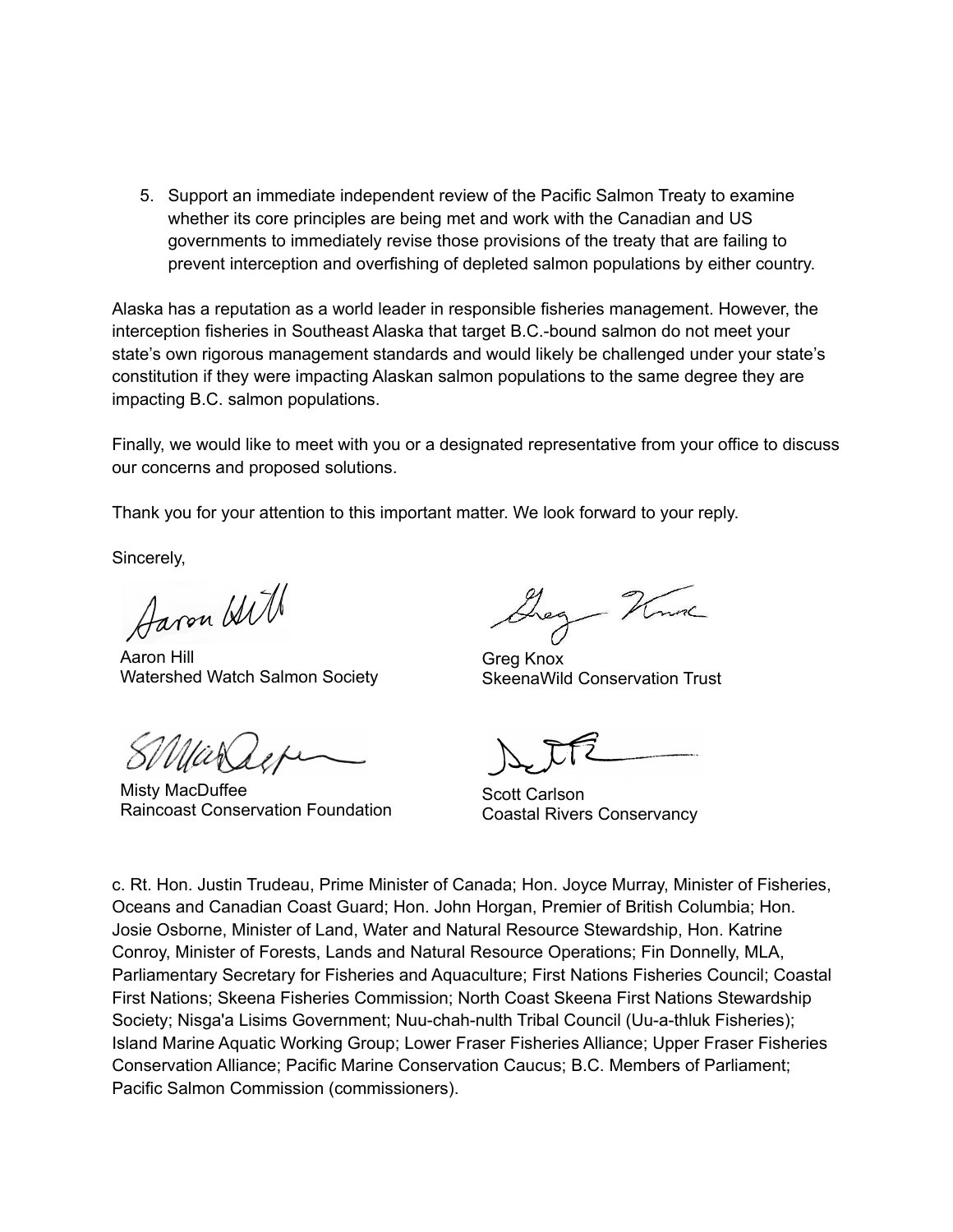5. Support an immediate independent review of the Pacific Salmon Treaty to examine whether its core principles are being met and work with the Canadian and US governments to immediately revise those provisions of the treaty that are failing to prevent interception and overfishing of depleted salmon populations by either country.

Alaska has a reputation as a world leader in responsible fisheries management. However, the interception fisheries in Southeast Alaska that target B.C.-bound salmon do not meet your state's own rigorous management standards and would likely be challenged under your state's constitution if they were impacting Alaskan salmon populations to the same degree they are impacting B.C. salmon populations.

Finally, we would like to meet with you or a designated representative from your office to discuss our concerns and proposed solutions.

Thank you for your attention to this important matter. We look forward to your reply.

Sincerely,

Aaron Hill
Watershed Watch Salmon Society

Greg Knox
SkeenaWild Conservation Trust

Misty MacDuffee
Raincoast Conservation Foundation

Scott Carlson
Coastal Rivers Conservancy

c. Rt. Hon. Justin Trudeau, Prime Minister of Canada; Hon. Joyce Murray, Minister of Fisheries, Oceans and Canadian Coast Guard; Hon. John Horgan, Premier of British Columbia; Hon. Josie Osborne, Minister of Land, Water and Natural Resource Stewardship, Hon. Katrine Conroy, Minister of Forests, Lands and Natural Resource Operations; Fin Donnelly, MLA, Parliamentary Secretary for Fisheries and Aquaculture; First Nations Fisheries Council; Coastal First Nations; Skeena Fisheries Commission; North Coast Skeena First Nations Stewardship Society; Nisga'a Lisims Government; Nuu-chah-nulth Tribal Council (Uu-a-thluk Fisheries); Island Marine Aquatic Working Group; Lower Fraser Fisheries Alliance; Upper Fraser Fisheries Conservation Alliance; Pacific Marine Conservation Caucus; B.C. Members of Parliament; Pacific Salmon Commission (commissioners).